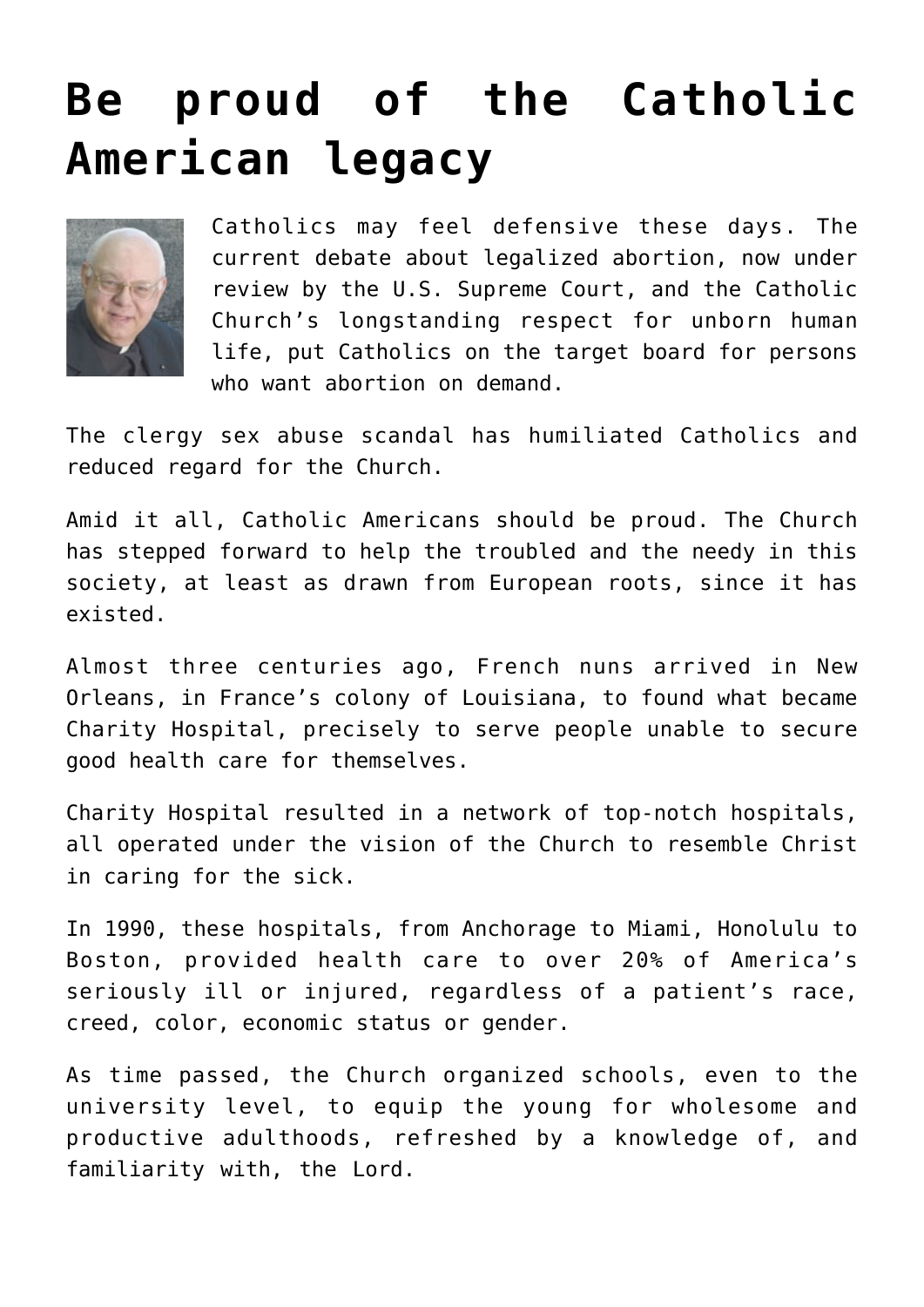# Be proud of the Catholic American legacy

Catholics may feel defensive these days. The current debate about legalized abortion, now under review by the U.S. Supreme Court, and the Catholic Church's longstanding respect for unborn human life, put Catholics on the target board for persons who want abortion on demand.

The clergy sex abuse scandal has humiliated Catholics and reduced regard for the Church.

Amid it all, Catholic Americans should be proud. The Church has stepped forward to help the troubled and the needy in this society, at least as drawn from European roots, since it has existed.

Almost three centuries ago, French nuns arrived in New Orleans, in France's colony of Louisiana, to found what became Charity Hospital, precisely to serve people unable to secure good health care for themselves.

Charity Hospital resulted in a network of top-notch hospitals, all operated under the vision of the Church to resemble Christ in caring for the sick.

In 1990, these hospitals, from Anchorage to Miami, Honolulu to Boston, provided health care to over 20% of America's seriously ill or injured, regardless of a patient's race, creed, color, economic status or gender.

As time passed, the Church organized schools, even to the university level, to equip the young for wholesome and productive adulthoods, refreshed by a knowledge of, and familiarity with, the Lord.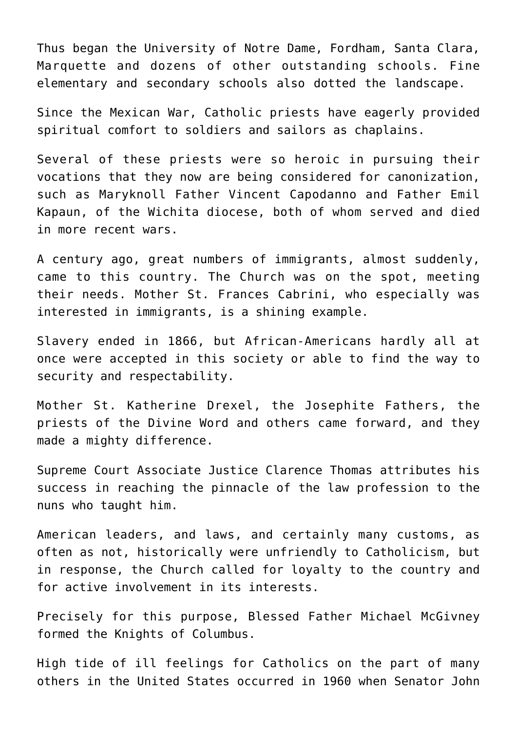Thus began the University of Notre Dame, Fordham, Santa Clara, Marquette and dozens of other outstanding schools. Fine elementary and secondary schools also dotted the landscape.

Since the Mexican War, Catholic priests have eagerly provided spiritual comfort to soldiers and sailors as chaplains.

Several of these priests were so heroic in pursuing their vocations that they now are being considered for canonization, such as Maryknoll Father Vincent Capodanno and Father Emil Kapaun, of the Wichita diocese, both of whom served and died in more recent wars.

A century ago, great numbers of immigrants, almost suddenly, came to this country. The Church was on the spot, meeting their needs. Mother St. Frances Cabrini, who especially was interested in immigrants, is a shining example.

Slavery ended in 1866, but African-Americans hardly all at once were accepted in this society or able to find the way to security and respectability.

Mother St. Katherine Drexel, the Josephite Fathers, the priests of the Divine Word and others came forward, and they made a mighty difference.

Supreme Court Associate Justice Clarence Thomas attributes his success in reaching the pinnacle of the law profession to the nuns who taught him.

American leaders, and laws, and certainly many customs, as often as not, historically were unfriendly to Catholicism, but in response, the Church called for loyalty to the country and for active involvement in its interests.

Precisely for this purpose, Blessed Father Michael McGivney formed the Knights of Columbus.

High tide of ill feelings for Catholics on the part of many others in the United States occurred in 1960 when Senator John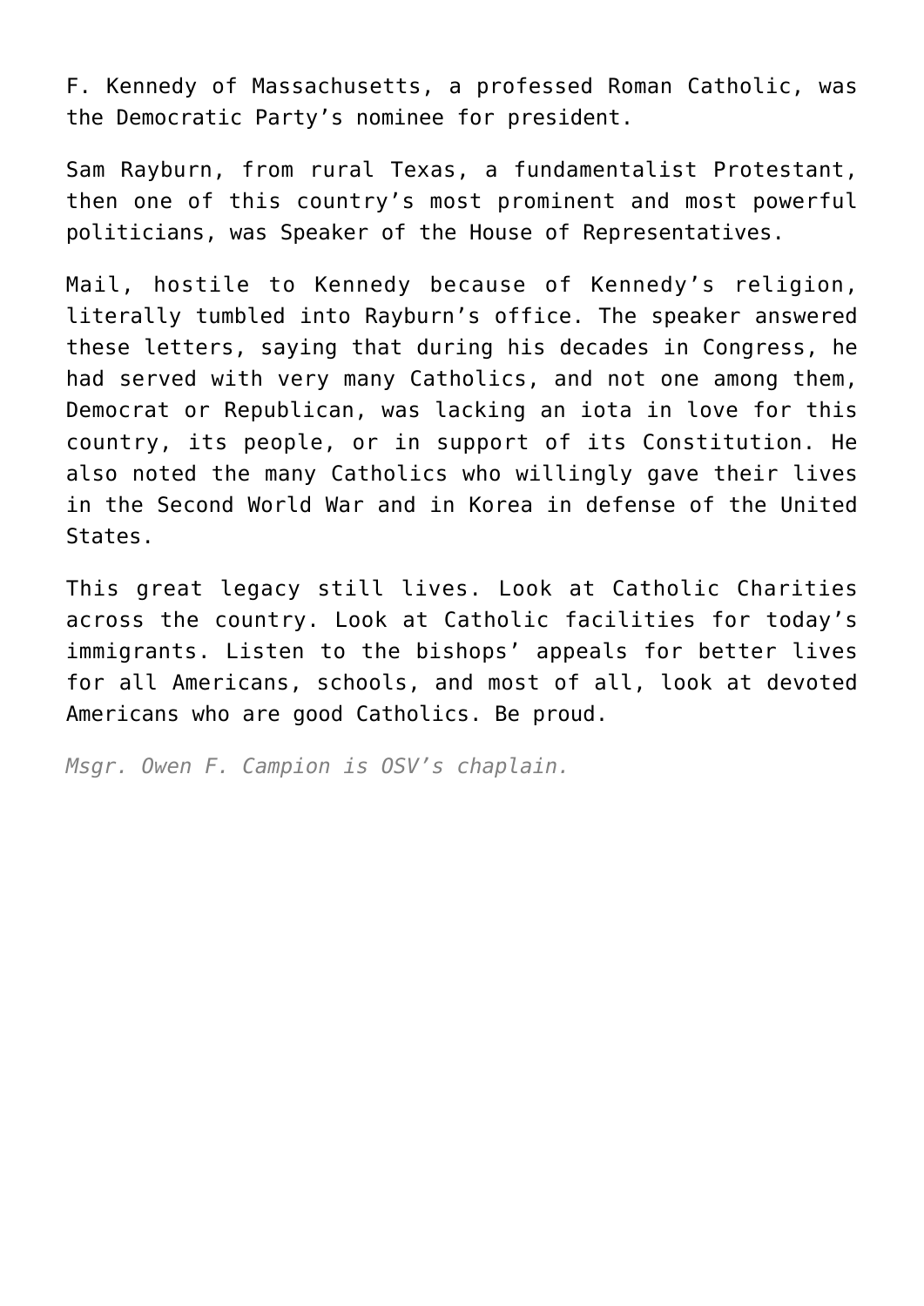F. Kennedy of Massachusetts, a professed Roman Catholic, was the Democratic Party's nominee for president.

Sam Rayburn, from rural Texas, a fundamentalist Protestant, then one of this country's most prominent and most powerful politicians, was Speaker of the House of Representatives.

Mail, hostile to Kennedy because of Kennedy's religion, literally tumbled into Rayburn's office. The speaker answered these letters, saying that during his decades in Congress, he had served with very many Catholics, and not one among them, Democrat or Republican, was lacking an iota in love for this country, its people, or in support of its Constitution. He also noted the many Catholics who willingly gave their lives in the Second World War and in Korea in defense of the United States.

This great legacy still lives. Look at Catholic Charities across the country. Look at Catholic facilities for today's immigrants. Listen to the bishops' appeals for better lives for all Americans, schools, and most of all, look at devoted Americans who are good Catholics. Be proud.

*Msgr. Owen F. Campion is OSV's chaplain.*